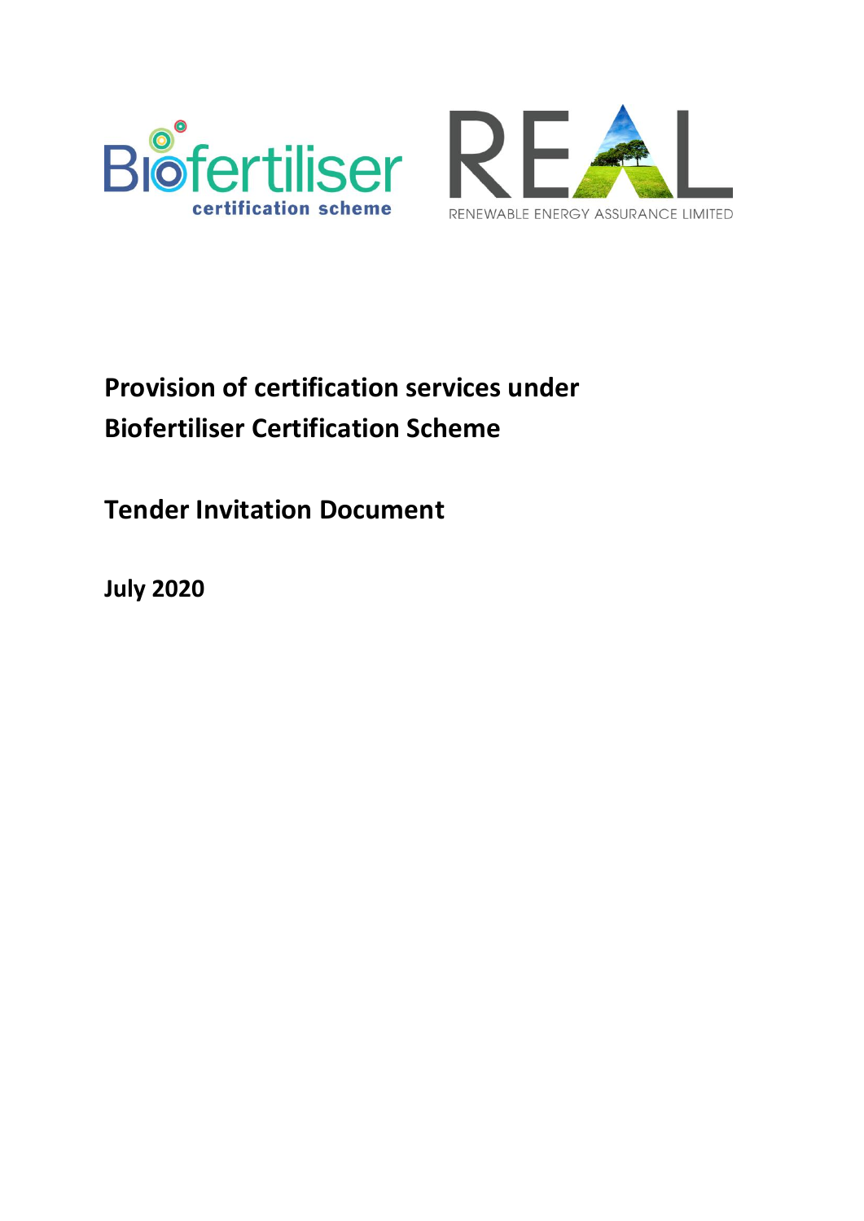Biofertiliser certification scheme

REAL
RENEWABLE ENERGY ASSURANCE LIMITED

# Provision of certification services under Biofertiliser Certification Scheme

## Tender Invitation Document

**July 2020**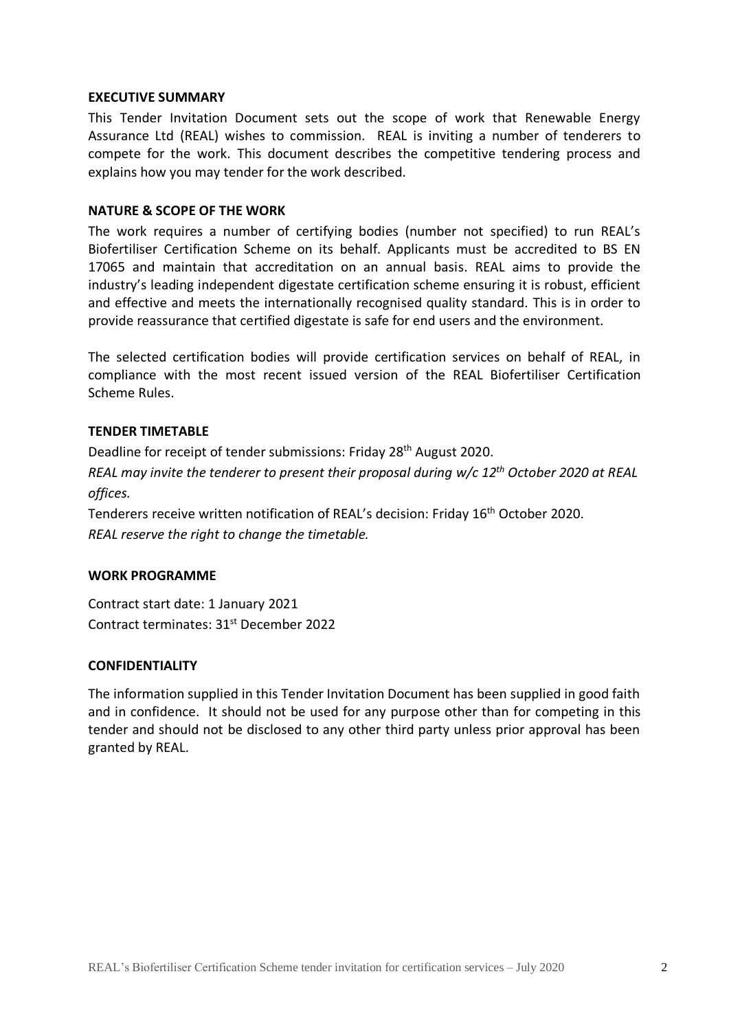## EXECUTIVE SUMMARY

This Tender Invitation Document sets out the scope of work that Renewable Energy Assurance Ltd (REAL) wishes to commission. REAL is inviting a number of tenderers to compete for the work. This document describes the competitive tendering process and explains how you may tender for the work described.

## NATURE & SCOPE OF THE WORK

The work requires a number of certifying bodies (number not specified) to run REAL's Biofertiliser Certification Scheme on its behalf. Applicants must be accredited to BS EN 17065 and maintain that accreditation on an annual basis. REAL aims to provide the industry's leading independent digestate certification scheme ensuring it is robust, efficient and effective and meets the internationally recognised quality standard. This is in order to provide reassurance that certified digestate is safe for end users and the environment.

The selected certification bodies will provide certification services on behalf of REAL, in compliance with the most recent issued version of the REAL Biofertiliser Certification Scheme Rules.

## TENDER TIMETABLE

Deadline for receipt of tender submissions: Friday 28th August 2020.

*REAL may invite the tenderer to present their proposal during w/c 12th October 2020 at REAL offices.*

Tenderers receive written notification of REAL's decision: Friday 16th October 2020.

*REAL reserve the right to change the timetable.*

## WORK PROGRAMME

Contract start date: 1 January 2021

Contract terminates: 31st December 2022

## CONFIDENTIALITY

The information supplied in this Tender Invitation Document has been supplied in good faith and in confidence. It should not be used for any purpose other than for competing in this tender and should not be disclosed to any other third party unless prior approval has been granted by REAL.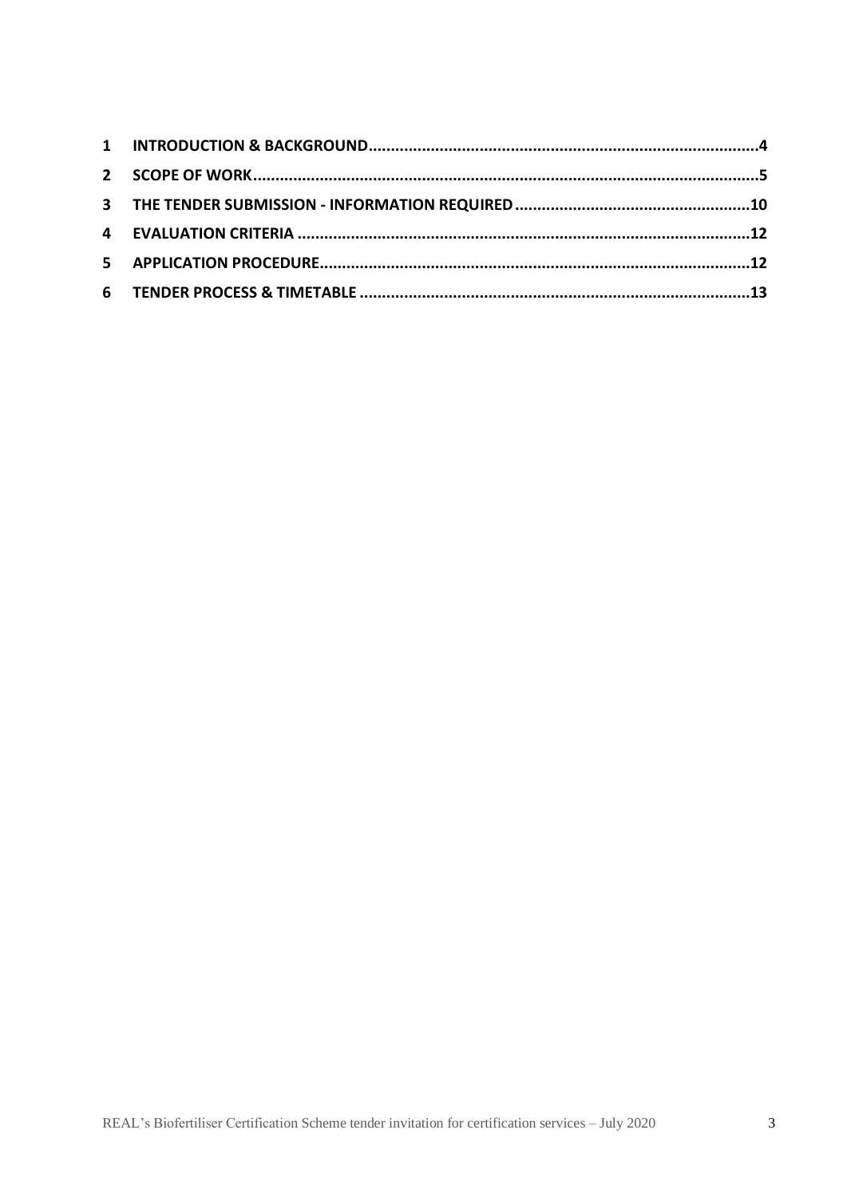1 **INTRODUCTION & BACKGROUND**......................................................................................4

2 **SCOPE OF WORK**..............................................................................................................5

3 **THE TENDER SUBMISSION - INFORMATION REQUIRED**..................................................10

4 **EVALUATION CRITERIA**...................................................................................................12

5 **APPLICATION PROCEDURE**..............................................................................................12

6 **TENDER PROCESS & TIMETABLE**....................................................................................13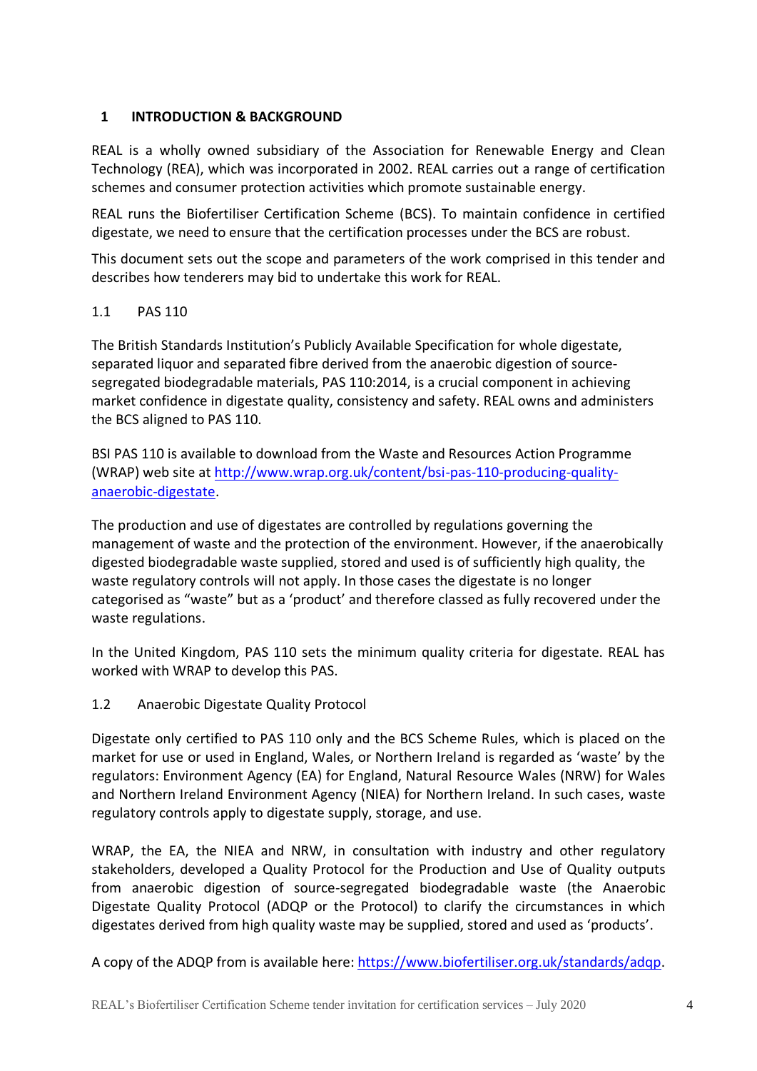# 1 INTRODUCTION & BACKGROUND

REAL is a wholly owned subsidiary of the Association for Renewable Energy and Clean Technology (REA), which was incorporated in 2002. REAL carries out a range of certification schemes and consumer protection activities which promote sustainable energy.

REAL runs the Biofertiliser Certification Scheme (BCS). To maintain confidence in certified digestate, we need to ensure that the certification processes under the BCS are robust.

This document sets out the scope and parameters of the work comprised in this tender and describes how tenderers may bid to undertake this work for REAL.

## 1.1 PAS 110

The British Standards Institution's Publicly Available Specification for whole digestate, separated liquor and separated fibre derived from the anaerobic digestion of source-segregated biodegradable materials, PAS 110:2014, is a crucial component in achieving market confidence in digestate quality, consistency and safety. REAL owns and administers the BCS aligned to PAS 110.

BSI PAS 110 is available to download from the Waste and Resources Action Programme (WRAP) web site at http://www.wrap.org.uk/content/bsi-pas-110-producing-quality-anaerobic-digestate.

The production and use of digestates are controlled by regulations governing the management of waste and the protection of the environment. However, if the anaerobically digested biodegradable waste supplied, stored and used is of sufficiently high quality, the waste regulatory controls will not apply. In those cases the digestate is no longer categorised as "waste" but as a 'product' and therefore classed as fully recovered under the waste regulations.

In the United Kingdom, PAS 110 sets the minimum quality criteria for digestate. REAL has worked with WRAP to develop this PAS.

## 1.2 Anaerobic Digestate Quality Protocol

Digestate only certified to PAS 110 only and the BCS Scheme Rules, which is placed on the market for use or used in England, Wales, or Northern Ireland is regarded as 'waste' by the regulators: Environment Agency (EA) for England, Natural Resource Wales (NRW) for Wales and Northern Ireland Environment Agency (NIEA) for Northern Ireland. In such cases, waste regulatory controls apply to digestate supply, storage, and use.

WRAP, the EA, the NIEA and NRW, in consultation with industry and other regulatory stakeholders, developed a Quality Protocol for the Production and Use of Quality outputs from anaerobic digestion of source-segregated biodegradable waste (the Anaerobic Digestate Quality Protocol (ADQP or the Protocol) to clarify the circumstances in which digestates derived from high quality waste may be supplied, stored and used as 'products'.

A copy of the ADQP from is available here: https://www.biofertiliser.org.uk/standards/adqp.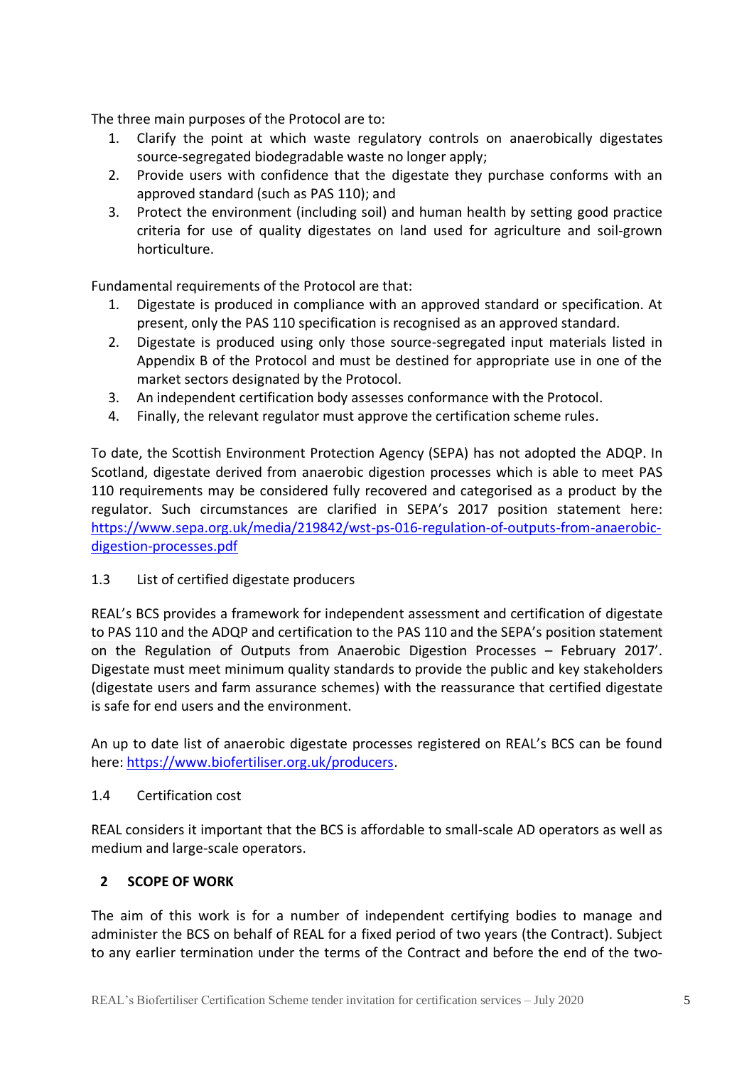The three main purposes of the Protocol are to:

1. Clarify the point at which waste regulatory controls on anaerobically digestates source-segregated biodegradable waste no longer apply;
2. Provide users with confidence that the digestate they purchase conforms with an approved standard (such as PAS 110); and
3. Protect the environment (including soil) and human health by setting good practice criteria for use of quality digestates on land used for agriculture and soil-grown horticulture.

Fundamental requirements of the Protocol are that:

1. Digestate is produced in compliance with an approved standard or specification. At present, only the PAS 110 specification is recognised as an approved standard.
2. Digestate is produced using only those source-segregated input materials listed in Appendix B of the Protocol and must be destined for appropriate use in one of the market sectors designated by the Protocol.
3. An independent certification body assesses conformance with the Protocol.
4. Finally, the relevant regulator must approve the certification scheme rules.

To date, the Scottish Environment Protection Agency (SEPA) has not adopted the ADQP. In Scotland, digestate derived from anaerobic digestion processes which is able to meet PAS 110 requirements may be considered fully recovered and categorised as a product by the regulator. Such circumstances are clarified in SEPA's 2017 position statement here: https://www.sepa.org.uk/media/219842/wst-ps-016-regulation-of-outputs-from-anaerobic-digestion-processes.pdf

### 1.3 List of certified digestate producers

REAL's BCS provides a framework for independent assessment and certification of digestate to PAS 110 and the ADQP and certification to the PAS 110 and the SEPA's position statement on the Regulation of Outputs from Anaerobic Digestion Processes – February 2017'. Digestate must meet minimum quality standards to provide the public and key stakeholders (digestate users and farm assurance schemes) with the reassurance that certified digestate is safe for end users and the environment.

An up to date list of anaerobic digestate processes registered on REAL's BCS can be found here: https://www.biofertiliser.org.uk/producers.

### 1.4 Certification cost

REAL considers it important that the BCS is affordable to small-scale AD operators as well as medium and large-scale operators.

## 2 SCOPE OF WORK

The aim of this work is for a number of independent certifying bodies to manage and administer the BCS on behalf of REAL for a fixed period of two years (the Contract). Subject to any earlier termination under the terms of the Contract and before the end of the two-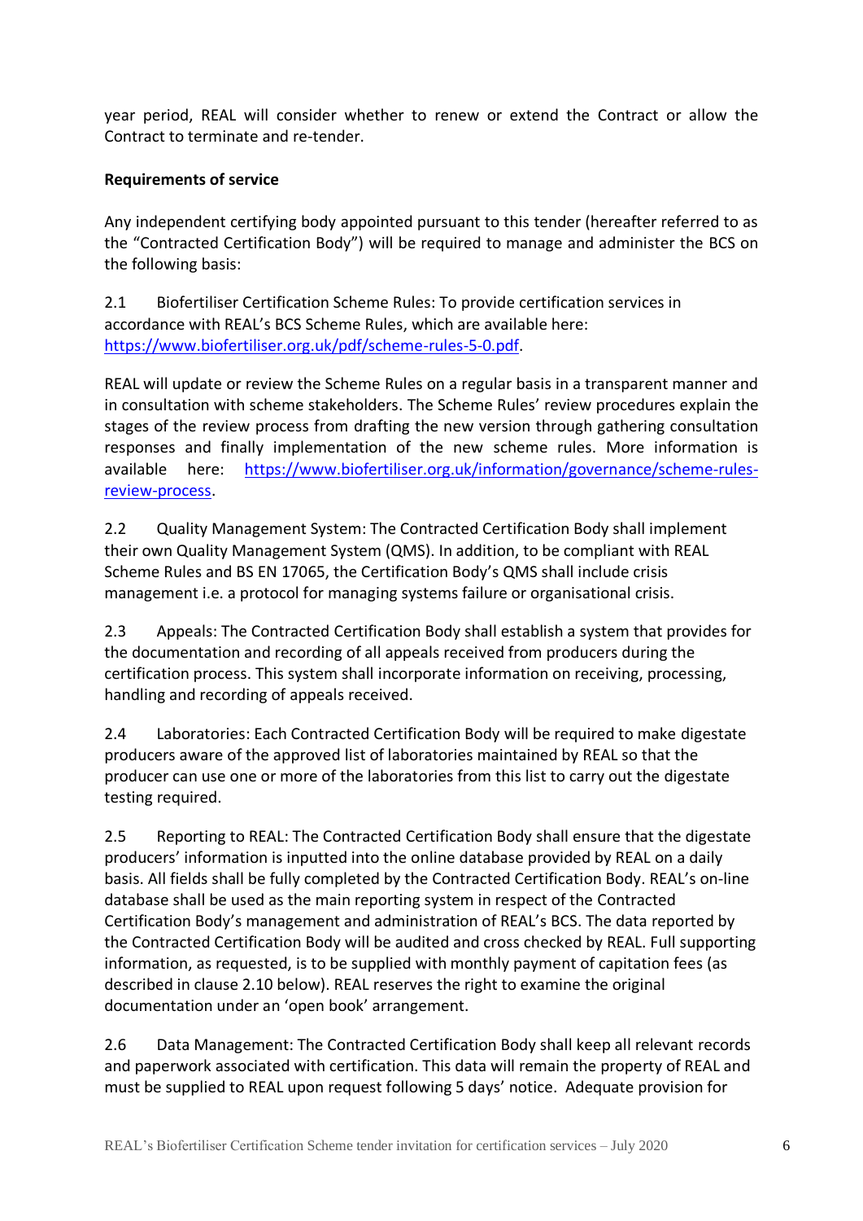year period, REAL will consider whether to renew or extend the Contract or allow the Contract to terminate and re-tender.

**Requirements of service**

Any independent certifying body appointed pursuant to this tender (hereafter referred to as the "Contracted Certification Body") will be required to manage and administer the BCS on the following basis:

2.1 Biofertiliser Certification Scheme Rules: To provide certification services in accordance with REAL's BCS Scheme Rules, which are available here: https://www.biofertiliser.org.uk/pdf/scheme-rules-5-0.pdf.

REAL will update or review the Scheme Rules on a regular basis in a transparent manner and in consultation with scheme stakeholders. The Scheme Rules' review procedures explain the stages of the review process from drafting the new version through gathering consultation responses and finally implementation of the new scheme rules. More information is available here: https://www.biofertiliser.org.uk/information/governance/scheme-rules-review-process.

2.2 Quality Management System: The Contracted Certification Body shall implement their own Quality Management System (QMS). In addition, to be compliant with REAL Scheme Rules and BS EN 17065, the Certification Body's QMS shall include crisis management i.e. a protocol for managing systems failure or organisational crisis.

2.3 Appeals: The Contracted Certification Body shall establish a system that provides for the documentation and recording of all appeals received from producers during the certification process. This system shall incorporate information on receiving, processing, handling and recording of appeals received.

2.4 Laboratories: Each Contracted Certification Body will be required to make digestate producers aware of the approved list of laboratories maintained by REAL so that the producer can use one or more of the laboratories from this list to carry out the digestate testing required.

2.5 Reporting to REAL: The Contracted Certification Body shall ensure that the digestate producers' information is inputted into the online database provided by REAL on a daily basis. All fields shall be fully completed by the Contracted Certification Body. REAL's on-line database shall be used as the main reporting system in respect of the Contracted Certification Body's management and administration of REAL's BCS. The data reported by the Contracted Certification Body will be audited and cross checked by REAL. Full supporting information, as requested, is to be supplied with monthly payment of capitation fees (as described in clause 2.10 below). REAL reserves the right to examine the original documentation under an 'open book' arrangement.

2.6 Data Management: The Contracted Certification Body shall keep all relevant records and paperwork associated with certification. This data will remain the property of REAL and must be supplied to REAL upon request following 5 days' notice. Adequate provision for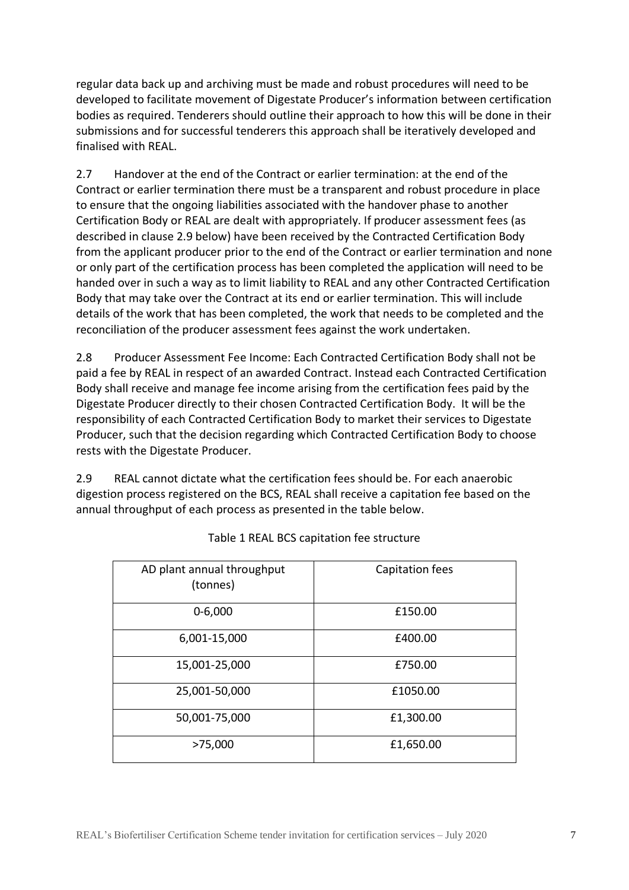regular data back up and archiving must be made and robust procedures will need to be developed to facilitate movement of Digestate Producer's information between certification bodies as required. Tenderers should outline their approach to how this will be done in their submissions and for successful tenderers this approach shall be iteratively developed and finalised with REAL.

2.7 Handover at the end of the Contract or earlier termination: at the end of the Contract or earlier termination there must be a transparent and robust procedure in place to ensure that the ongoing liabilities associated with the handover phase to another Certification Body or REAL are dealt with appropriately. If producer assessment fees (as described in clause 2.9 below) have been received by the Contracted Certification Body from the applicant producer prior to the end of the Contract or earlier termination and none or only part of the certification process has been completed the application will need to be handed over in such a way as to limit liability to REAL and any other Contracted Certification Body that may take over the Contract at its end or earlier termination. This will include details of the work that has been completed, the work that needs to be completed and the reconciliation of the producer assessment fees against the work undertaken.

2.8 Producer Assessment Fee Income: Each Contracted Certification Body shall not be paid a fee by REAL in respect of an awarded Contract. Instead each Contracted Certification Body shall receive and manage fee income arising from the certification fees paid by the Digestate Producer directly to their chosen Contracted Certification Body. It will be the responsibility of each Contracted Certification Body to market their services to Digestate Producer, such that the decision regarding which Contracted Certification Body to choose rests with the Digestate Producer.

2.9 REAL cannot dictate what the certification fees should be. For each anaerobic digestion process registered on the BCS, REAL shall receive a capitation fee based on the annual throughput of each process as presented in the table below.

Table 1 REAL BCS capitation fee structure

| AD plant annual throughput (tonnes) | Capitation fees |
|---|---|
| 0-6,000 | £150.00 |
| 6,001-15,000 | £400.00 |
| 15,001-25,000 | £750.00 |
| 25,001-50,000 | £1050.00 |
| 50,001-75,000 | £1,300.00 |
| >75,000 | £1,650.00 |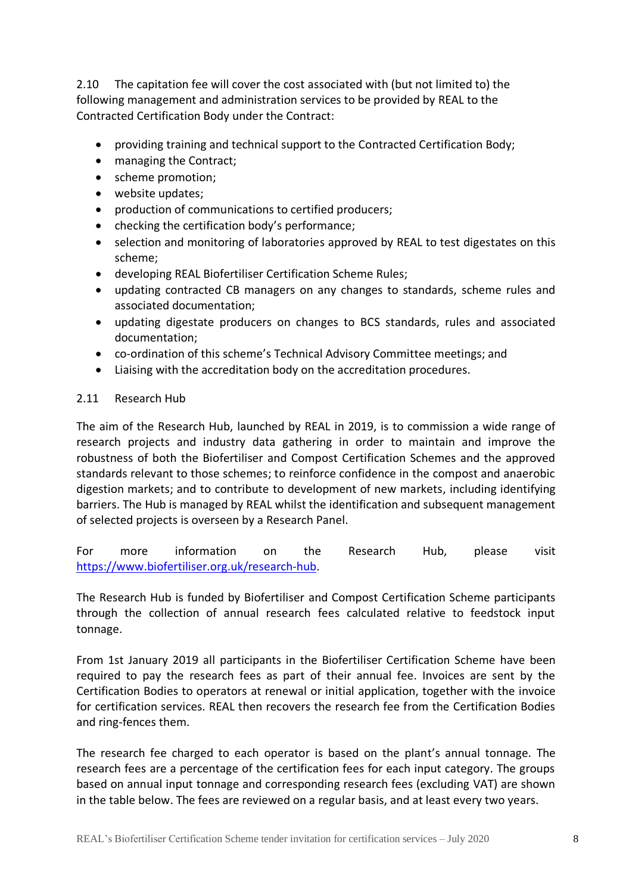2.10 The capitation fee will cover the cost associated with (but not limited to) the following management and administration services to be provided by REAL to the Contracted Certification Body under the Contract:

- providing training and technical support to the Contracted Certification Body;
- managing the Contract;
- scheme promotion;
- website updates;
- production of communications to certified producers;
- checking the certification body's performance;
- selection and monitoring of laboratories approved by REAL to test digestates on this scheme;
- developing REAL Biofertiliser Certification Scheme Rules;
- updating contracted CB managers on any changes to standards, scheme rules and associated documentation;
- updating digestate producers on changes to BCS standards, rules and associated documentation;
- co-ordination of this scheme's Technical Advisory Committee meetings; and
- Liaising with the accreditation body on the accreditation procedures.

2.11 Research Hub

The aim of the Research Hub, launched by REAL in 2019, is to commission a wide range of research projects and industry data gathering in order to maintain and improve the robustness of both the Biofertiliser and Compost Certification Schemes and the approved standards relevant to those schemes; to reinforce confidence in the compost and anaerobic digestion markets; and to contribute to development of new markets, including identifying barriers. The Hub is managed by REAL whilst the identification and subsequent management of selected projects is overseen by a Research Panel.

For more information on the Research Hub, please visit https://www.biofertiliser.org.uk/research-hub.

The Research Hub is funded by Biofertiliser and Compost Certification Scheme participants through the collection of annual research fees calculated relative to feedstock input tonnage.

From 1st January 2019 all participants in the Biofertiliser Certification Scheme have been required to pay the research fees as part of their annual fee. Invoices are sent by the Certification Bodies to operators at renewal or initial application, together with the invoice for certification services. REAL then recovers the research fee from the Certification Bodies and ring-fences them.

The research fee charged to each operator is based on the plant's annual tonnage. The research fees are a percentage of the certification fees for each input category. The groups based on annual input tonnage and corresponding research fees (excluding VAT) are shown in the table below. The fees are reviewed on a regular basis, and at least every two years.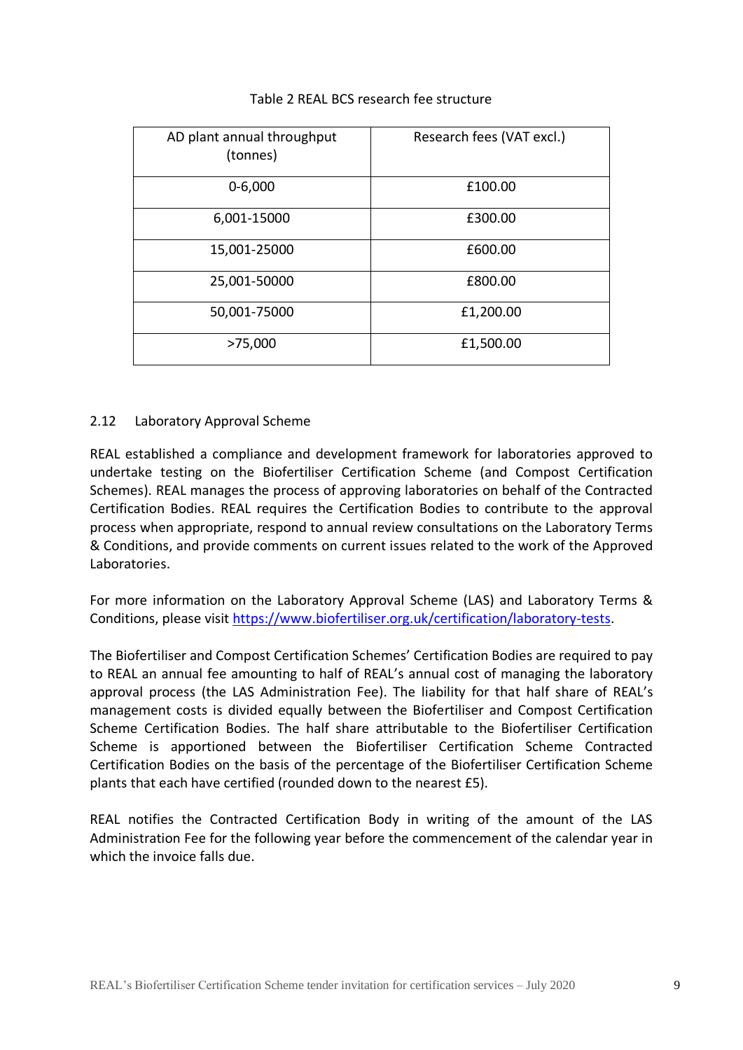Table 2 REAL BCS research fee structure

| AD plant annual throughput (tonnes) | Research fees (VAT excl.) |
|---|---|
| 0-6,000 | £100.00 |
| 6,001-15000 | £300.00 |
| 15,001-25000 | £600.00 |
| 25,001-50000 | £800.00 |
| 50,001-75000 | £1,200.00 |
| >75,000 | £1,500.00 |

### 2.12 Laboratory Approval Scheme

REAL established a compliance and development framework for laboratories approved to undertake testing on the Biofertiliser Certification Scheme (and Compost Certification Schemes). REAL manages the process of approving laboratories on behalf of the Contracted Certification Bodies. REAL requires the Certification Bodies to contribute to the approval process when appropriate, respond to annual review consultations on the Laboratory Terms & Conditions, and provide comments on current issues related to the work of the Approved Laboratories.

For more information on the Laboratory Approval Scheme (LAS) and Laboratory Terms & Conditions, please visit https://www.biofertiliser.org.uk/certification/laboratory-tests.

The Biofertiliser and Compost Certification Schemes' Certification Bodies are required to pay to REAL an annual fee amounting to half of REAL's annual cost of managing the laboratory approval process (the LAS Administration Fee). The liability for that half share of REAL's management costs is divided equally between the Biofertiliser and Compost Certification Scheme Certification Bodies. The half share attributable to the Biofertiliser Certification Scheme is apportioned between the Biofertiliser Certification Scheme Contracted Certification Bodies on the basis of the percentage of the Biofertiliser Certification Scheme plants that each have certified (rounded down to the nearest £5).

REAL notifies the Contracted Certification Body in writing of the amount of the LAS Administration Fee for the following year before the commencement of the calendar year in which the invoice falls due.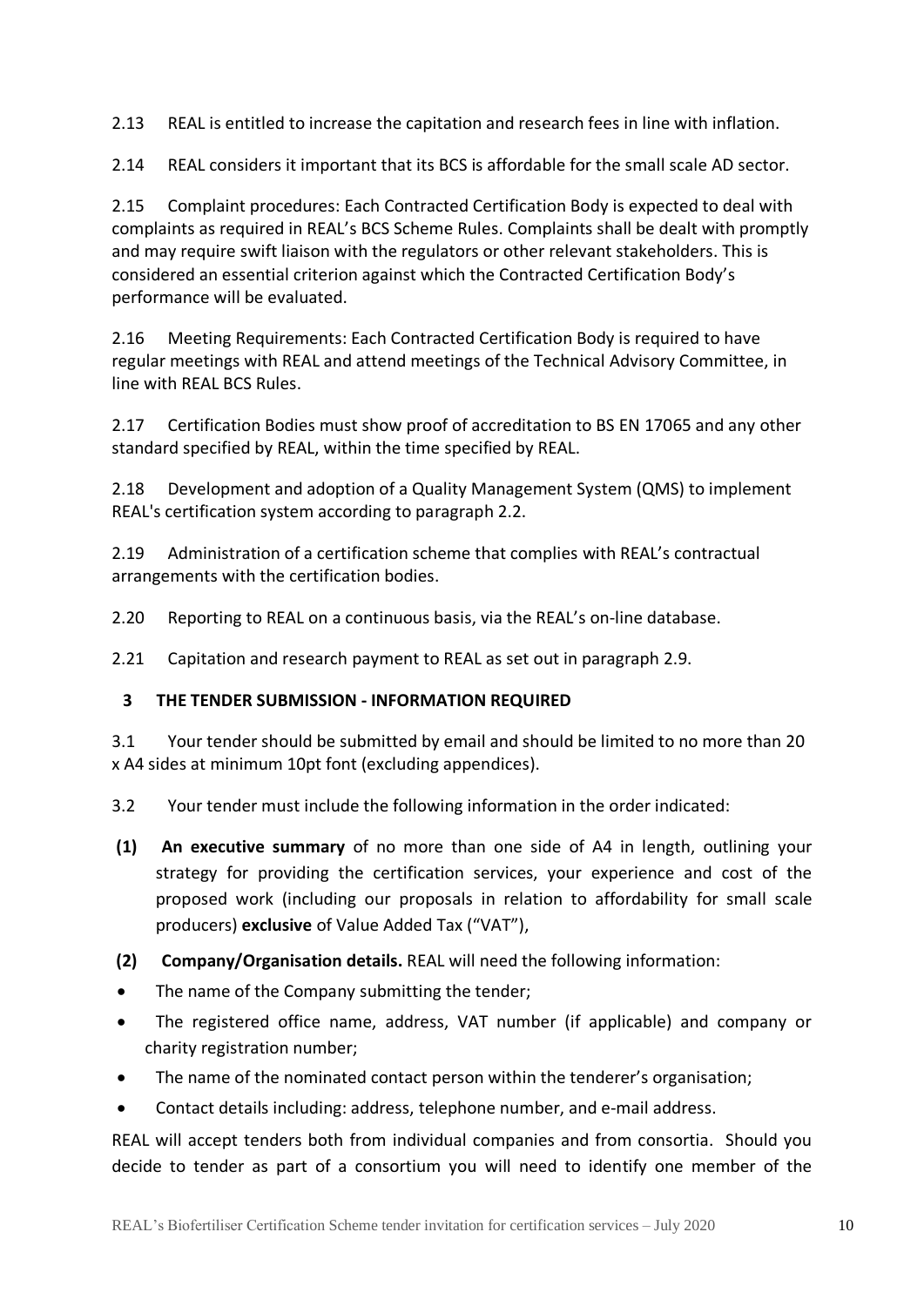2.13 REAL is entitled to increase the capitation and research fees in line with inflation.

2.14 REAL considers it important that its BCS is affordable for the small scale AD sector.

2.15 Complaint procedures: Each Contracted Certification Body is expected to deal with complaints as required in REAL's BCS Scheme Rules. Complaints shall be dealt with promptly and may require swift liaison with the regulators or other relevant stakeholders. This is considered an essential criterion against which the Contracted Certification Body's performance will be evaluated.

2.16 Meeting Requirements: Each Contracted Certification Body is required to have regular meetings with REAL and attend meetings of the Technical Advisory Committee, in line with REAL BCS Rules.

2.17 Certification Bodies must show proof of accreditation to BS EN 17065 and any other standard specified by REAL, within the time specified by REAL.

2.18 Development and adoption of a Quality Management System (QMS) to implement REAL's certification system according to paragraph 2.2.

2.19 Administration of a certification scheme that complies with REAL's contractual arrangements with the certification bodies.

2.20 Reporting to REAL on a continuous basis, via the REAL's on-line database.

2.21 Capitation and research payment to REAL as set out in paragraph 2.9.

## 3 THE TENDER SUBMISSION - INFORMATION REQUIRED

3.1 Your tender should be submitted by email and should be limited to no more than 20 x A4 sides at minimum 10pt font (excluding appendices).

3.2 Your tender must include the following information in the order indicated:

**(1)** **An executive summary** of no more than one side of A4 in length, outlining your strategy for providing the certification services, your experience and cost of the proposed work (including our proposals in relation to affordability for small scale producers) **exclusive** of Value Added Tax ("VAT"),

**(2)** **Company/Organisation details.** REAL will need the following information:

- The name of the Company submitting the tender;
- The registered office name, address, VAT number (if applicable) and company or charity registration number;
- The name of the nominated contact person within the tenderer's organisation;
- Contact details including: address, telephone number, and e-mail address.

REAL will accept tenders both from individual companies and from consortia. Should you decide to tender as part of a consortium you will need to identify one member of the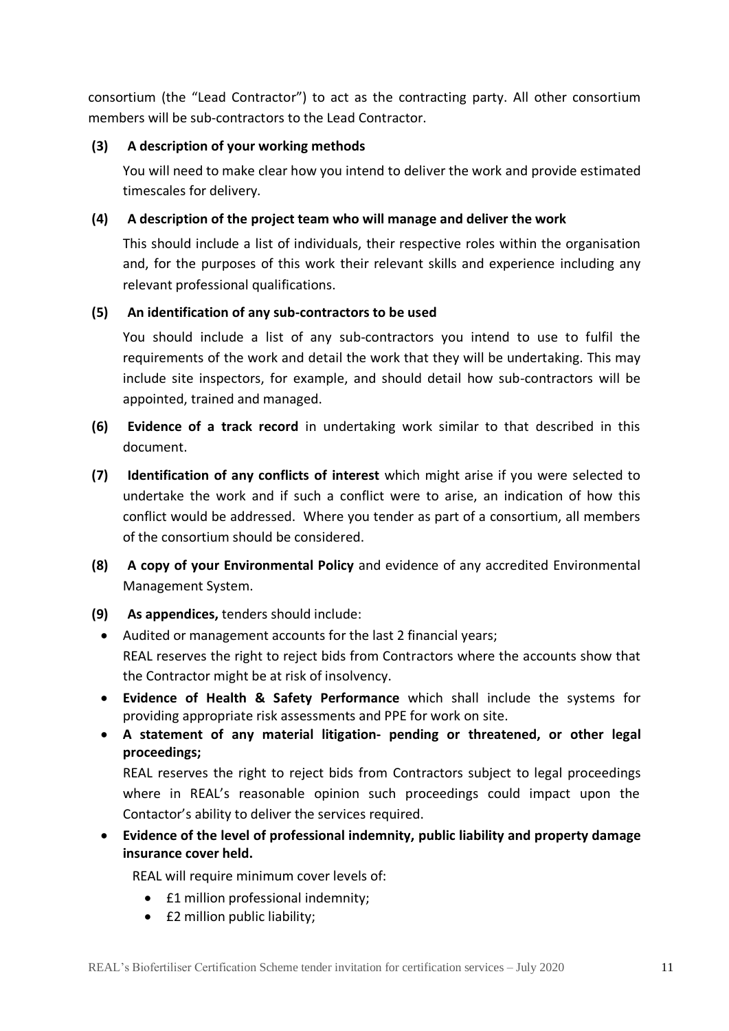consortium (the "Lead Contractor") to act as the contracting party. All other consortium members will be sub-contractors to the Lead Contractor.

**(3) A description of your working methods**

You will need to make clear how you intend to deliver the work and provide estimated timescales for delivery.

**(4) A description of the project team who will manage and deliver the work**

This should include a list of individuals, their respective roles within the organisation and, for the purposes of this work their relevant skills and experience including any relevant professional qualifications.

**(5) An identification of any sub-contractors to be used**

You should include a list of any sub-contractors you intend to use to fulfil the requirements of the work and detail the work that they will be undertaking. This may include site inspectors, for example, and should detail how sub-contractors will be appointed, trained and managed.

**(6) Evidence of a track record** in undertaking work similar to that described in this document.

**(7) Identification of any conflicts of interest** which might arise if you were selected to undertake the work and if such a conflict were to arise, an indication of how this conflict would be addressed. Where you tender as part of a consortium, all members of the consortium should be considered.

**(8) A copy of your Environmental Policy** and evidence of any accredited Environmental Management System.

**(9) As appendices,** tenders should include:

- Audited or management accounts for the last 2 financial years;
  REAL reserves the right to reject bids from Contractors where the accounts show that the Contractor might be at risk of insolvency.
- **Evidence of Health & Safety Performance** which shall include the systems for providing appropriate risk assessments and PPE for work on site.
- **A statement of any material litigation- pending or threatened, or other legal proceedings;**
  REAL reserves the right to reject bids from Contractors subject to legal proceedings where in REAL's reasonable opinion such proceedings could impact upon the Contactor's ability to deliver the services required.
- **Evidence of the level of professional indemnity, public liability and property damage insurance cover held.**

  REAL will require minimum cover levels of:

  - £1 million professional indemnity;
  - £2 million public liability;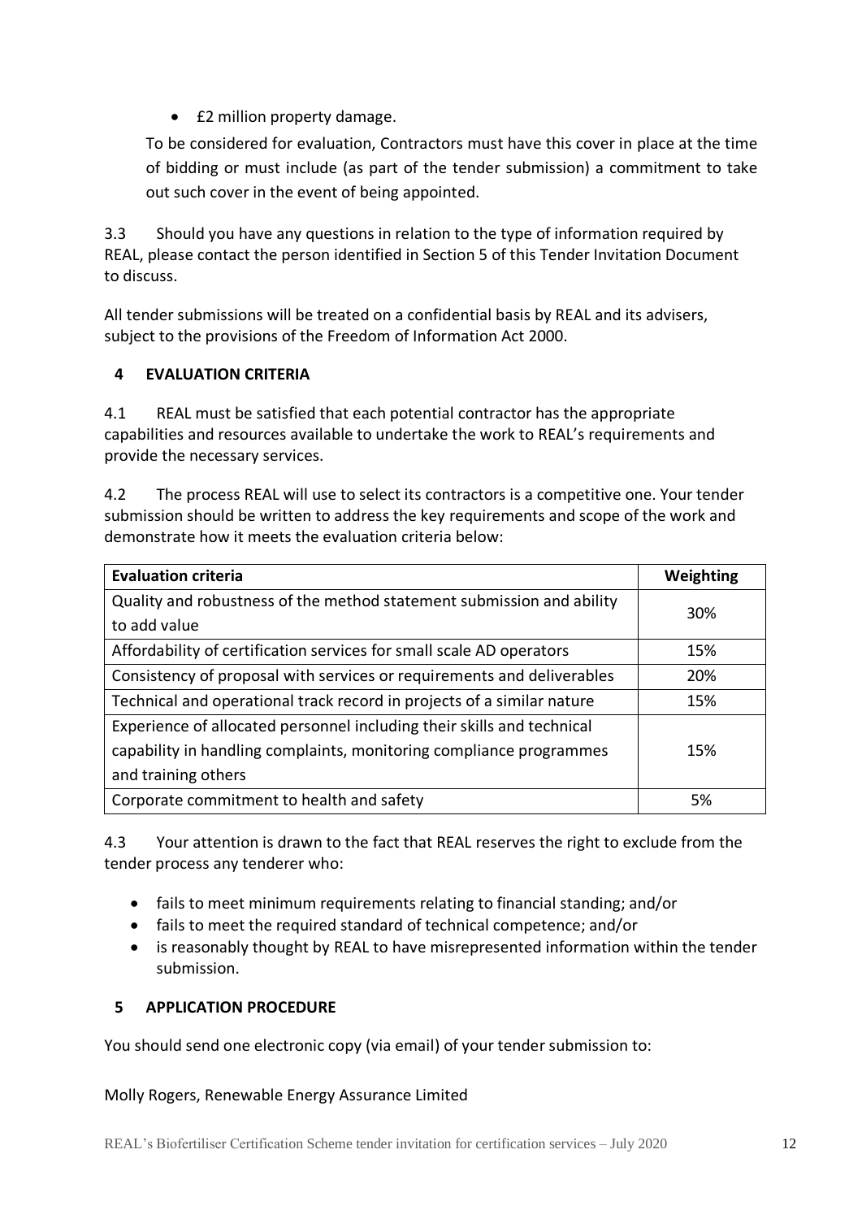- £2 million property damage.

To be considered for evaluation, Contractors must have this cover in place at the time of bidding or must include (as part of the tender submission) a commitment to take out such cover in the event of being appointed.

3.3 Should you have any questions in relation to the type of information required by REAL, please contact the person identified in Section 5 of this Tender Invitation Document to discuss.

All tender submissions will be treated on a confidential basis by REAL and its advisers, subject to the provisions of the Freedom of Information Act 2000.

## 4 EVALUATION CRITERIA

4.1 REAL must be satisfied that each potential contractor has the appropriate capabilities and resources available to undertake the work to REAL's requirements and provide the necessary services.

4.2 The process REAL will use to select its contractors is a competitive one. Your tender submission should be written to address the key requirements and scope of the work and demonstrate how it meets the evaluation criteria below:

| Evaluation criteria | Weighting |
| --- | --- |
| Quality and robustness of the method statement submission and ability to add value | 30% |
| Affordability of certification services for small scale AD operators | 15% |
| Consistency of proposal with services or requirements and deliverables | 20% |
| Technical and operational track record in projects of a similar nature | 15% |
| Experience of allocated personnel including their skills and technical capability in handling complaints, monitoring compliance programmes and training others | 15% |
| Corporate commitment to health and safety | 5% |

4.3 Your attention is drawn to the fact that REAL reserves the right to exclude from the tender process any tenderer who:

- fails to meet minimum requirements relating to financial standing; and/or
- fails to meet the required standard of technical competence; and/or
- is reasonably thought by REAL to have misrepresented information within the tender submission.

## 5 APPLICATION PROCEDURE

You should send one electronic copy (via email) of your tender submission to:

Molly Rogers, Renewable Energy Assurance Limited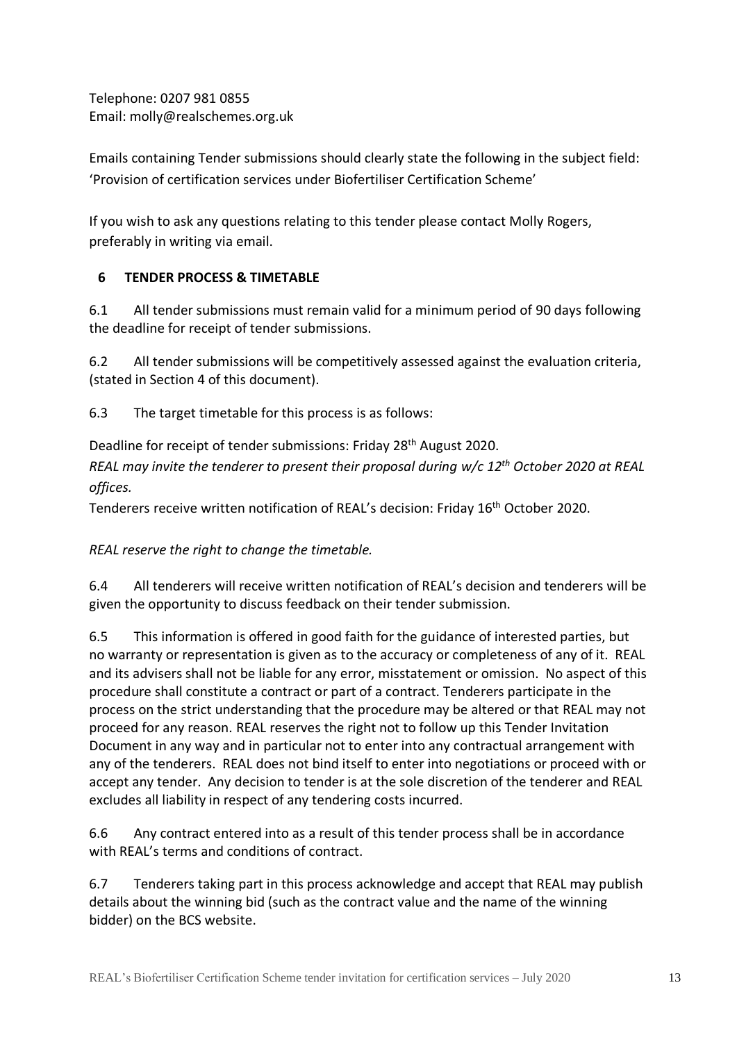Telephone: 0207 981 0855
Email: molly@realschemes.org.uk

Emails containing Tender submissions should clearly state the following in the subject field: 'Provision of certification services under Biofertiliser Certification Scheme'

If you wish to ask any questions relating to this tender please contact Molly Rogers, preferably in writing via email.

## 6 TENDER PROCESS & TIMETABLE

6.1 All tender submissions must remain valid for a minimum period of 90 days following the deadline for receipt of tender submissions.

6.2 All tender submissions will be competitively assessed against the evaluation criteria, (stated in Section 4 of this document).

6.3 The target timetable for this process is as follows:

Deadline for receipt of tender submissions: Friday 28th August 2020.
*REAL may invite the tenderer to present their proposal during w/c 12th October 2020 at REAL offices.*
Tenderers receive written notification of REAL's decision: Friday 16th October 2020.

*REAL reserve the right to change the timetable.*

6.4 All tenderers will receive written notification of REAL's decision and tenderers will be given the opportunity to discuss feedback on their tender submission.

6.5 This information is offered in good faith for the guidance of interested parties, but no warranty or representation is given as to the accuracy or completeness of any of it. REAL and its advisers shall not be liable for any error, misstatement or omission. No aspect of this procedure shall constitute a contract or part of a contract. Tenderers participate in the process on the strict understanding that the procedure may be altered or that REAL may not proceed for any reason. REAL reserves the right not to follow up this Tender Invitation Document in any way and in particular not to enter into any contractual arrangement with any of the tenderers. REAL does not bind itself to enter into negotiations or proceed with or accept any tender. Any decision to tender is at the sole discretion of the tenderer and REAL excludes all liability in respect of any tendering costs incurred.

6.6 Any contract entered into as a result of this tender process shall be in accordance with REAL's terms and conditions of contract.

6.7 Tenderers taking part in this process acknowledge and accept that REAL may publish details about the winning bid (such as the contract value and the name of the winning bidder) on the BCS website.